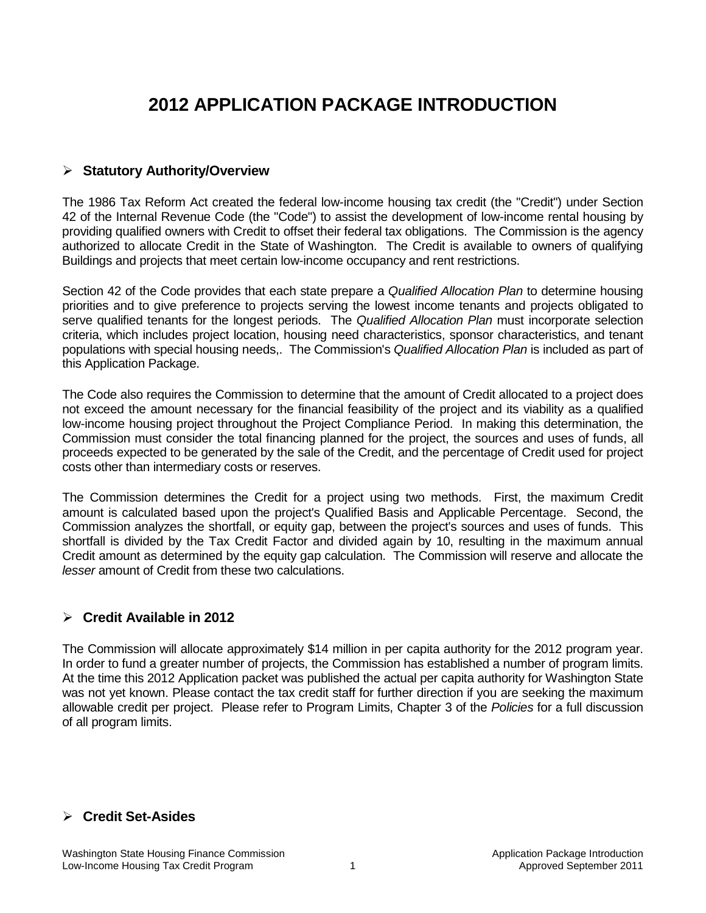# 2012 APPLICATION PACKAGE INTRODUCTION

## ➢ Statutory Authority/Overview

The 1986 Tax Reform Act created the federal low-income housing tax credit (the "Credit") under Section 42 of the Internal Revenue Code (the "Code") to assist the development of low-income rental housing by providing qualified owners with Credit to offset their federal tax obligations. The Commission is the agency authorized to allocate Credit in the State of Washington. The Credit is available to owners of qualifying Buildings and projects that meet certain low-income occupancy and rent restrictions.

Section 42 of the Code provides that each state prepare a *Qualified Allocation Plan* to determine housing priorities and to give preference to projects serving the lowest income tenants and projects obligated to serve qualified tenants for the longest periods. The *Qualified Allocation Plan* must incorporate selection criteria, which includes project location, housing need characteristics, sponsor characteristics, and tenant populations with special housing needs,. The Commission's *Qualified Allocation Plan* is included as part of this Application Package.

The Code also requires the Commission to determine that the amount of Credit allocated to a project does not exceed the amount necessary for the financial feasibility of the project and its viability as a qualified low-income housing project throughout the Project Compliance Period. In making this determination, the Commission must consider the total financing planned for the project, the sources and uses of funds, all proceeds expected to be generated by the sale of the Credit, and the percentage of Credit used for project costs other than intermediary costs or reserves.

The Commission determines the Credit for a project using two methods. First, the maximum Credit amount is calculated based upon the project's Qualified Basis and Applicable Percentage. Second, the Commission analyzes the shortfall, or equity gap, between the project's sources and uses of funds. This shortfall is divided by the Tax Credit Factor and divided again by 10, resulting in the maximum annual Credit amount as determined by the equity gap calculation. The Commission will reserve and allocate the *lesser* amount of Credit from these two calculations.

## ➢ Credit Available in 2012

The Commission will allocate approximately $14 million in per capita authority for the 2012 program year. In order to fund a greater number of projects, the Commission has established a number of program limits. At the time this 2012 Application packet was published the actual per capita authority for Washington State was not yet known. Please contact the tax credit staff for further direction if you are seeking the maximum allowable credit per project. Please refer to Program Limits, Chapter 3 of the *Policies* for a full discussion of all program limits.

## ➢ Credit Set-Asides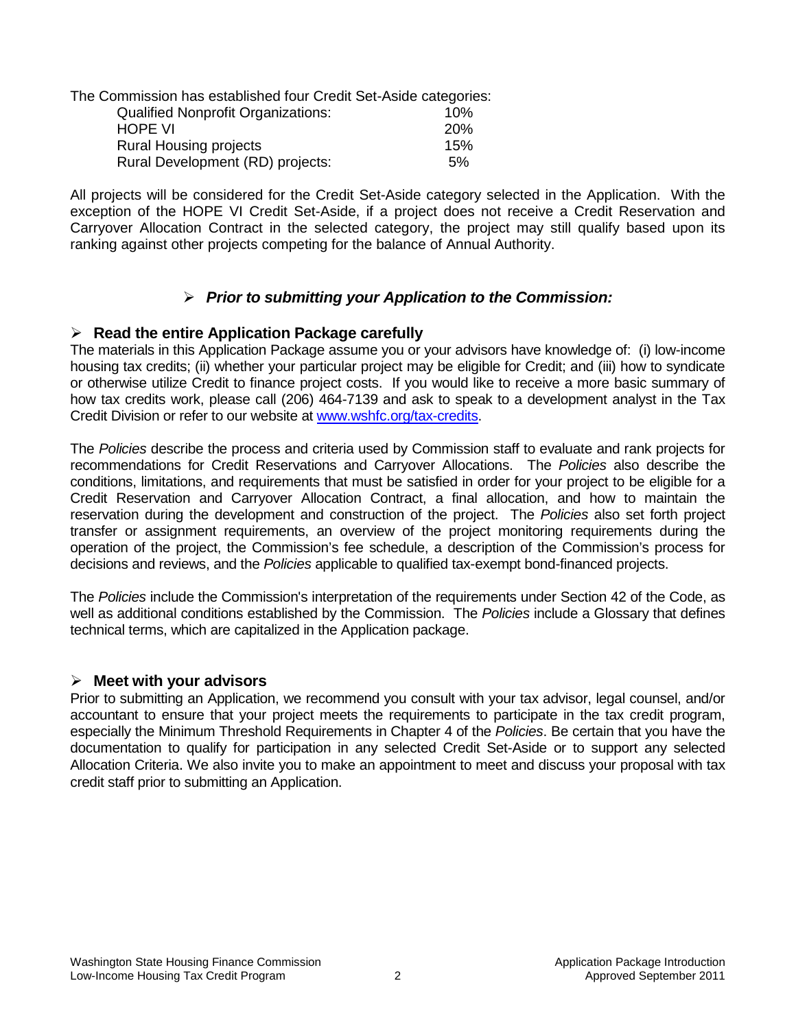The Commission has established four Credit Set-Aside categories:

| | |
|---|---|
| Qualified Nonprofit Organizations: | 10% |
| HOPE VI | 20% |
| Rural Housing projects | 15% |
| Rural Development (RD) projects: | 5% |

All projects will be considered for the Credit Set-Aside category selected in the Application. With the exception of the HOPE VI Credit Set-Aside, if a project does not receive a Credit Reservation and Carryover Allocation Contract in the selected category, the project may still qualify based upon its ranking against other projects competing for the balance of Annual Authority.

## ➢ *Prior to submitting your Application to the Commission:*

### ➢ Read the entire Application Package carefully

The materials in this Application Package assume you or your advisors have knowledge of: (i) low-income housing tax credits; (ii) whether your particular project may be eligible for Credit; and (iii) how to syndicate or otherwise utilize Credit to finance project costs. If you would like to receive a more basic summary of how tax credits work, please call (206) 464-7139 and ask to speak to a development analyst in the Tax Credit Division or refer to our website at [www.wshfc.org/tax-credits](http://www.wshfc.org/tax-credits).

The *Policies* describe the process and criteria used by Commission staff to evaluate and rank projects for recommendations for Credit Reservations and Carryover Allocations. The *Policies* also describe the conditions, limitations, and requirements that must be satisfied in order for your project to be eligible for a Credit Reservation and Carryover Allocation Contract, a final allocation, and how to maintain the reservation during the development and construction of the project. The *Policies* also set forth project transfer or assignment requirements, an overview of the project monitoring requirements during the operation of the project, the Commission's fee schedule, a description of the Commission's process for decisions and reviews, and the *Policies* applicable to qualified tax-exempt bond-financed projects.

The *Policies* include the Commission's interpretation of the requirements under Section 42 of the Code, as well as additional conditions established by the Commission. The *Policies* include a Glossary that defines technical terms, which are capitalized in the Application package.

### ➢ Meet with your advisors

Prior to submitting an Application, we recommend you consult with your tax advisor, legal counsel, and/or accountant to ensure that your project meets the requirements to participate in the tax credit program, especially the Minimum Threshold Requirements in Chapter 4 of the *Policies*. Be certain that you have the documentation to qualify for participation in any selected Credit Set-Aside or to support any selected Allocation Criteria. We also invite you to make an appointment to meet and discuss your proposal with tax credit staff prior to submitting an Application.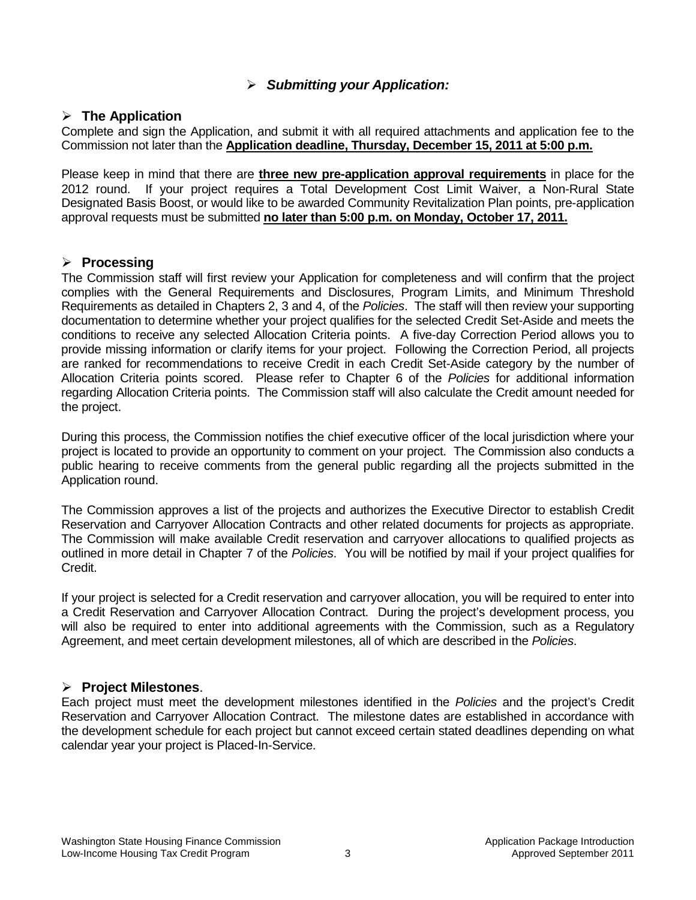## ➢ ***Submitting your Application:***

### ➢ The Application

Complete and sign the Application, and submit it with all required attachments and application fee to the Commission not later than the **Application deadline, Thursday, December 15, 2011 at 5:00 p.m.**

Please keep in mind that there are **three new pre-application approval requirements** in place for the 2012 round. If your project requires a Total Development Cost Limit Waiver, a Non-Rural State Designated Basis Boost, or would like to be awarded Community Revitalization Plan points, pre-application approval requests must be submitted **no later than 5:00 p.m. on Monday, October 17, 2011.**

### ➢ Processing

The Commission staff will first review your Application for completeness and will confirm that the project complies with the General Requirements and Disclosures, Program Limits, and Minimum Threshold Requirements as detailed in Chapters 2, 3 and 4, of the *Policies*. The staff will then review your supporting documentation to determine whether your project qualifies for the selected Credit Set-Aside and meets the conditions to receive any selected Allocation Criteria points. A five-day Correction Period allows you to provide missing information or clarify items for your project. Following the Correction Period, all projects are ranked for recommendations to receive Credit in each Credit Set-Aside category by the number of Allocation Criteria points scored. Please refer to Chapter 6 of the *Policies* for additional information regarding Allocation Criteria points. The Commission staff will also calculate the Credit amount needed for the project.

During this process, the Commission notifies the chief executive officer of the local jurisdiction where your project is located to provide an opportunity to comment on your project. The Commission also conducts a public hearing to receive comments from the general public regarding all the projects submitted in the Application round.

The Commission approves a list of the projects and authorizes the Executive Director to establish Credit Reservation and Carryover Allocation Contracts and other related documents for projects as appropriate. The Commission will make available Credit reservation and carryover allocations to qualified projects as outlined in more detail in Chapter 7 of the *Policies*. You will be notified by mail if your project qualifies for Credit.

If your project is selected for a Credit reservation and carryover allocation, you will be required to enter into a Credit Reservation and Carryover Allocation Contract. During the project's development process, you will also be required to enter into additional agreements with the Commission, such as a Regulatory Agreement, and meet certain development milestones, all of which are described in the *Policies*.

### ➢ Project Milestones.

Each project must meet the development milestones identified in the *Policies* and the project's Credit Reservation and Carryover Allocation Contract. The milestone dates are established in accordance with the development schedule for each project but cannot exceed certain stated deadlines depending on what calendar year your project is Placed-In-Service.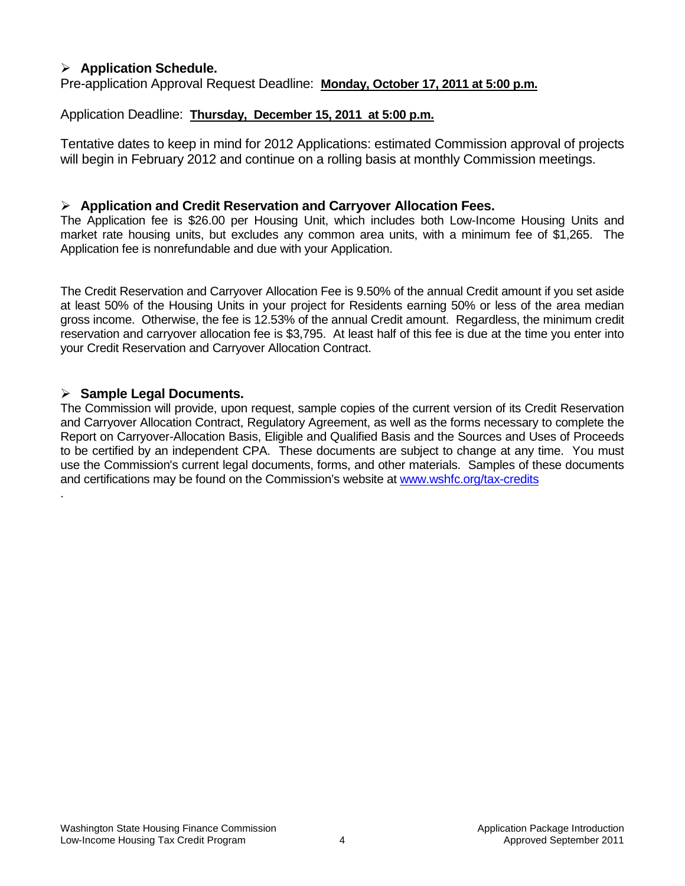- **Application Schedule.**

Pre-application Approval Request Deadline: **Monday, October 17, 2011 at 5:00 p.m.**

Application Deadline: **Thursday, December 15, 2011 at 5:00 p.m.**

Tentative dates to keep in mind for 2012 Applications: estimated Commission approval of projects will begin in February 2012 and continue on a rolling basis at monthly Commission meetings.

- **Application and Credit Reservation and Carryover Allocation Fees.**

The Application fee is $26.00 per Housing Unit, which includes both Low-Income Housing Units and market rate housing units, but excludes any common area units, with a minimum fee of $1,265. The Application fee is nonrefundable and due with your Application.

The Credit Reservation and Carryover Allocation Fee is 9.50% of the annual Credit amount if you set aside at least 50% of the Housing Units in your project for Residents earning 50% or less of the area median gross income. Otherwise, the fee is 12.53% of the annual Credit amount. Regardless, the minimum credit reservation and carryover allocation fee is $3,795. At least half of this fee is due at the time you enter into your Credit Reservation and Carryover Allocation Contract.

- **Sample Legal Documents.**

The Commission will provide, upon request, sample copies of the current version of its Credit Reservation and Carryover Allocation Contract, Regulatory Agreement, as well as the forms necessary to complete the Report on Carryover-Allocation Basis, Eligible and Qualified Basis and the Sources and Uses of Proceeds to be certified by an independent CPA. These documents are subject to change at any time. You must use the Commission's current legal documents, forms, and other materials. Samples of these documents and certifications may be found on the Commission's website at www.wshfc.org/tax-credits
.